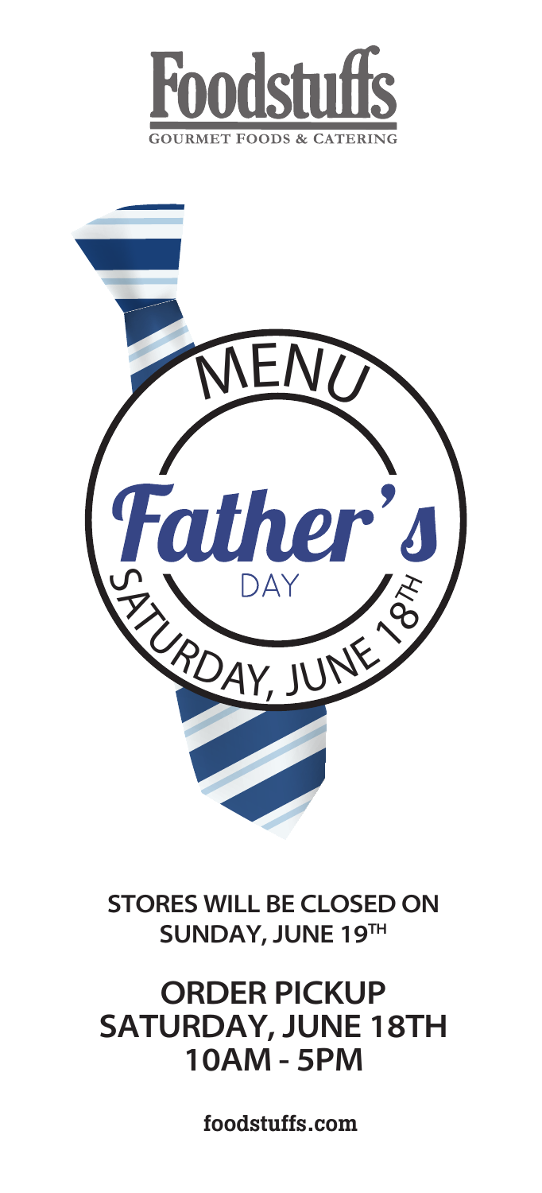# Foodstuffs

GOURMET FOODS & CATERING

MENU

## Father's DAY

SATURDAY, JUNE 18TH

**STORES WILL BE CLOSED ON SUNDAY, JUNE 19TH**

## ORDER PICKUP SATURDAY, JUNE 18TH 10AM - 5PM

**foodstuffs.com**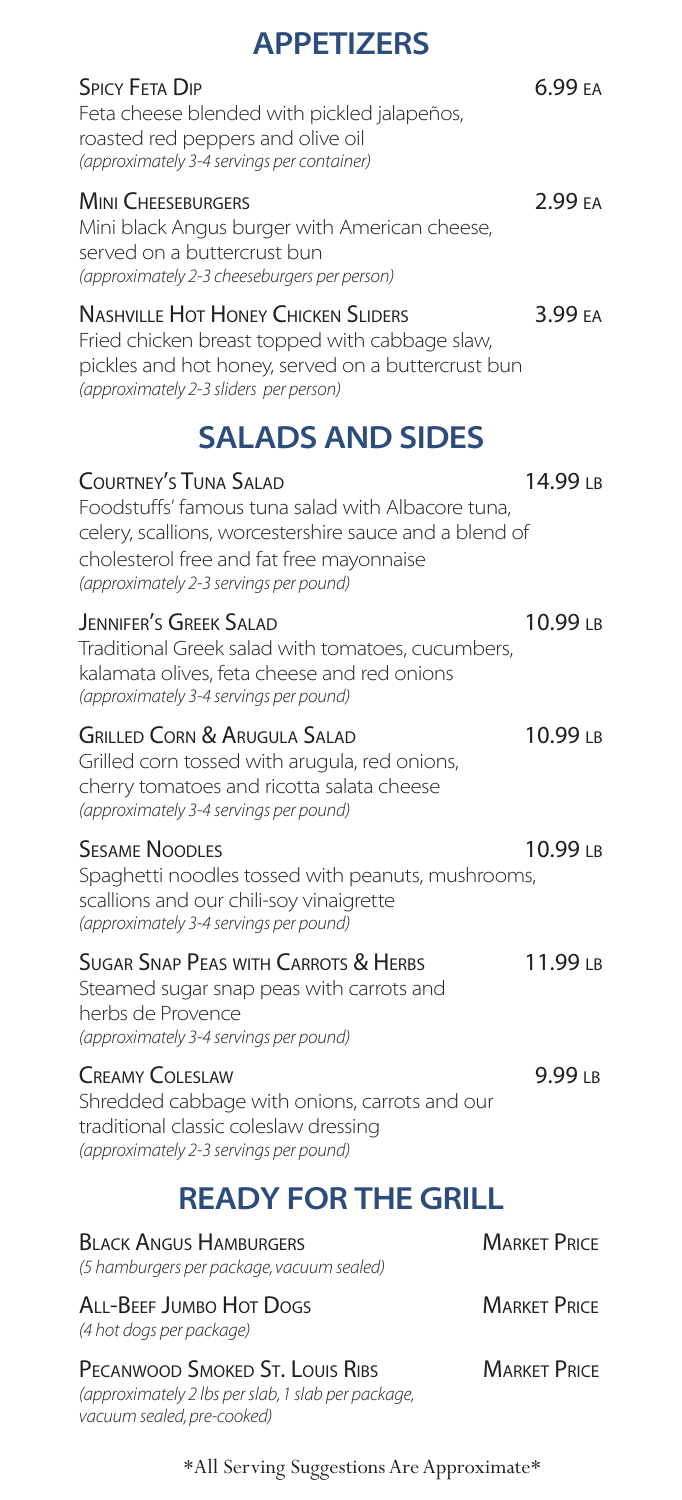## APPETIZERS

**Spicy Feta Dip** — 6.99 EA
Feta cheese blended with pickled jalapeños, roasted red peppers and olive oil
*(approximately 3-4 servings per container)*

**Mini Cheeseburgers** — 2.99 EA
Mini black Angus burger with American cheese, served on a buttercrust bun
*(approximately 2-3 cheeseburgers per person)*

**Nashville Hot Honey Chicken Sliders** — 3.99 EA
Fried chicken breast topped with cabbage slaw, pickles and hot honey, served on a buttercrust bun
*(approximately 2-3 sliders per person)*

## SALADS AND SIDES

**Courtney's Tuna Salad** — 14.99 LB
Foodstuffs' famous tuna salad with Albacore tuna, celery, scallions, worcestershire sauce and a blend of cholesterol free and fat free mayonnaise
*(approximately 2-3 servings per pound)*

**Jennifer's Greek Salad** — 10.99 LB
Traditional Greek salad with tomatoes, cucumbers, kalamata olives, feta cheese and red onions
*(approximately 3-4 servings per pound)*

**Grilled Corn & Arugula Salad** — 10.99 LB
Grilled corn tossed with arugula, red onions, cherry tomatoes and ricotta salata cheese
*(approximately 3-4 servings per pound)*

**Sesame Noodles** — 10.99 LB
Spaghetti noodles tossed with peanuts, mushrooms, scallions and our chili-soy vinaigrette
*(approximately 3-4 servings per pound)*

**Sugar Snap Peas with Carrots & Herbs** — 11.99 LB
Steamed sugar snap peas with carrots and herbs de Provence
*(approximately 3-4 servings per pound)*

**Creamy Coleslaw** — 9.99 LB
Shredded cabbage with onions, carrots and our traditional classic coleslaw dressing
*(approximately 2-3 servings per pound)*

## READY FOR THE GRILL

**Black Angus Hamburgers** — Market Price
*(5 hamburgers per package, vacuum sealed)*

**All-Beef Jumbo Hot Dogs** — Market Price
*(4 hot dogs per package)*

**Pecanwood Smoked St. Louis Ribs** — Market Price
*(approximately 2 lbs per slab, 1 slab per package, vacuum sealed, pre-cooked)*

*All Serving Suggestions Are Approximate*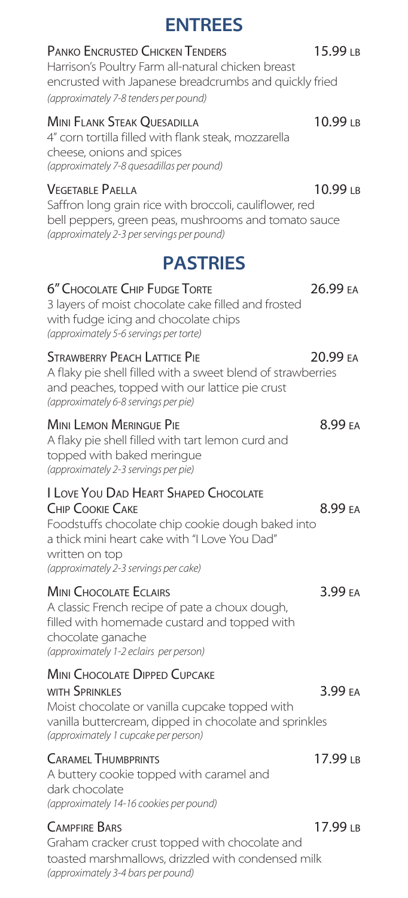# ENTREES

**Panko Encrusted Chicken Tenders** 15.99 LB
Harrison's Poultry Farm all-natural chicken breast encrusted with Japanese breadcrumbs and quickly fried
*(approximately 7-8 tenders per pound)*

**Mini Flank Steak Quesadilla** 10.99 LB
4" corn tortilla filled with flank steak, mozzarella cheese, onions and spices
*(approximately 7-8 quesadillas per pound)*

**Vegetable Paella** 10.99 LB
Saffron long grain rice with broccoli, cauliflower, red bell peppers, green peas, mushrooms and tomato sauce
*(approximately 2-3 per servings per pound)*

# PASTRIES

**6" Chocolate Chip Fudge Torte** 26.99 EA
3 layers of moist chocolate cake filled and frosted with fudge icing and chocolate chips
*(approximately 5-6 servings per torte)*

**Strawberry Peach Lattice Pie** 20.99 EA
A flaky pie shell filled with a sweet blend of strawberries and peaches, topped with our lattice pie crust
*(approximately 6-8 servings per pie)*

**Mini Lemon Meringue Pie** 8.99 EA
A flaky pie shell filled with tart lemon curd and topped with baked meringue
*(approximately 2-3 servings per pie)*

**I Love You Dad Heart Shaped Chocolate Chip Cookie Cake** 8.99 EA
Foodstuffs chocolate chip cookie dough baked into a thick mini heart cake with "I Love You Dad" written on top
*(approximately 2-3 servings per cake)*

**Mini Chocolate Eclairs** 3.99 EA
A classic French recipe of pate a choux dough, filled with homemade custard and topped with chocolate ganache
*(approximately 1-2 eclairs per person)*

**Mini Chocolate Dipped Cupcake with Sprinkles** 3.99 EA
Moist chocolate or vanilla cupcake topped with vanilla buttercream, dipped in chocolate and sprinkles
*(approximately 1 cupcake per person)*

**Caramel Thumbprints** 17.99 LB
A buttery cookie topped with caramel and dark chocolate
*(approximately 14-16 cookies per pound)*

**Campfire Bars** 17.99 LB
Graham cracker crust topped with chocolate and toasted marshmallows, drizzled with condensed milk
*(approximately 3-4 bars per pound)*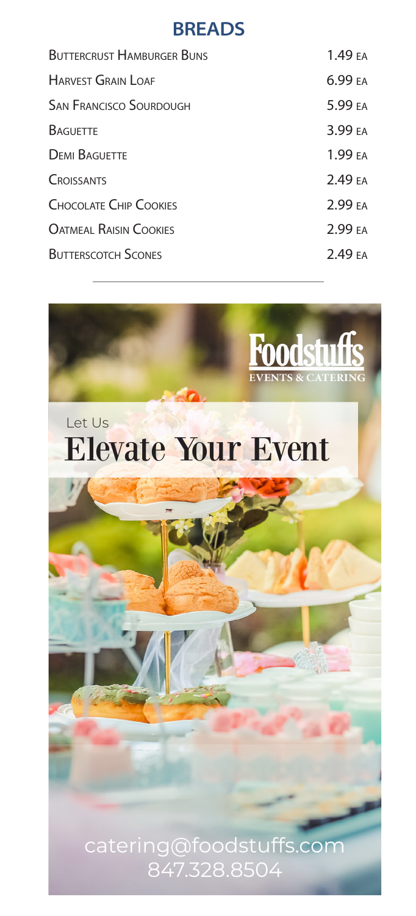## BREADS

| | |
|---|---|
| Buttercrust Hamburger Buns | 1.49 ea |
| Harvest Grain Loaf | 6.99 ea |
| San Francisco Sourdough | 5.99 ea |
| Baguette | 3.99 ea |
| Demi Baguette | 1.99 ea |
| Croissants | 2.49 ea |
| Chocolate Chip Cookies | 2.99 ea |
| Oatmeal Raisin Cookies | 2.99 ea |
| Butterscotch Scones | 2.49 ea |

---

Foodstuffs
EVENTS & CATERING

Let Us
# Elevate Your Event

catering@foodstuffs.com
847.328.8504